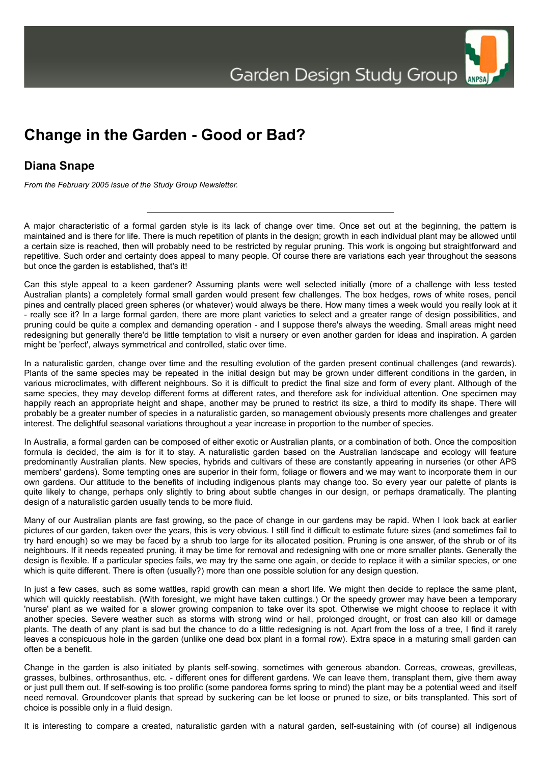# Change in the Garden - Good or Bad?

## Diana Snape

*From the February 2005 issue of the Study Group Newsletter.*

---

A major characteristic of a formal garden style is its lack of change over time. Once set out at the beginning, the pattern is maintained and is there for life. There is much repetition of plants in the design; growth in each individual plant may be allowed until a certain size is reached, then will probably need to be restricted by regular pruning. This work is ongoing but straightforward and repetitive. Such order and certainty does appeal to many people. Of course there are variations each year throughout the seasons but once the garden is established, that's it!

Can this style appeal to a keen gardener? Assuming plants were well selected initially (more of a challenge with less tested Australian plants) a completely formal small garden would present few challenges. The box hedges, rows of white roses, pencil pines and centrally placed green spheres (or whatever) would always be there. How many times a week would you really look at it - really see it? In a large formal garden, there are more plant varieties to select and a greater range of design possibilities, and pruning could be quite a complex and demanding operation - and I suppose there's always the weeding. Small areas might need redesigning but generally there'd be little temptation to visit a nursery or even another garden for ideas and inspiration. A garden might be 'perfect', always symmetrical and controlled, static over time.

In a naturalistic garden, change over time and the resulting evolution of the garden present continual challenges (and rewards). Plants of the same species may be repeated in the initial design but may be grown under different conditions in the garden, in various microclimates, with different neighbours. So it is difficult to predict the final size and form of every plant. Although of the same species, they may develop different forms at different rates, and therefore ask for individual attention. One specimen may happily reach an appropriate height and shape, another may be pruned to restrict its size, a third to modify its shape. There will probably be a greater number of species in a naturalistic garden, so management obviously presents more challenges and greater interest. The delightful seasonal variations throughout a year increase in proportion to the number of species.

In Australia, a formal garden can be composed of either exotic or Australian plants, or a combination of both. Once the composition formula is decided, the aim is for it to stay. A naturalistic garden based on the Australian landscape and ecology will feature predominantly Australian plants. New species, hybrids and cultivars of these are constantly appearing in nurseries (or other APS members' gardens). Some tempting ones are superior in their form, foliage or flowers and we may want to incorporate them in our own gardens. Our attitude to the benefits of including indigenous plants may change too. So every year our palette of plants is quite likely to change, perhaps only slightly to bring about subtle changes in our design, or perhaps dramatically. The planting design of a naturalistic garden usually tends to be more fluid.

Many of our Australian plants are fast growing, so the pace of change in our gardens may be rapid. When I look back at earlier pictures of our garden, taken over the years, this is very obvious. I still find it difficult to estimate future sizes (and sometimes fail to try hard enough) so we may be faced by a shrub too large for its allocated position. Pruning is one answer, of the shrub or of its neighbours. If it needs repeated pruning, it may be time for removal and redesigning with one or more smaller plants. Generally the design is flexible. If a particular species fails, we may try the same one again, or decide to replace it with a similar species, or one which is quite different. There is often (usually?) more than one possible solution for any design question.

In just a few cases, such as some wattles, rapid growth can mean a short life. We might then decide to replace the same plant, which will quickly reestablish. (With foresight, we might have taken cuttings.) Or the speedy grower may have been a temporary 'nurse' plant as we waited for a slower growing companion to take over its spot. Otherwise we might choose to replace it with another species. Severe weather such as storms with strong wind or hail, prolonged drought, or frost can also kill or damage plants. The death of any plant is sad but the chance to do a little redesigning is not. Apart from the loss of a tree, I find it rarely leaves a conspicuous hole in the garden (unlike one dead box plant in a formal row). Extra space in a maturing small garden can often be a benefit.

Change in the garden is also initiated by plants self-sowing, sometimes with generous abandon. Correas, croweas, grevilleas, grasses, bulbines, orthrosanthus, etc. - different ones for different gardens. We can leave them, transplant them, give them away or just pull them out. If self-sowing is too prolific (some pandorea forms spring to mind) the plant may be a potential weed and itself need removal. Groundcover plants that spread by suckering can be let loose or pruned to size, or bits transplanted. This sort of choice is possible only in a fluid design.

It is interesting to compare a created, naturalistic garden with a natural garden, self-sustaining with (of course) all indigenous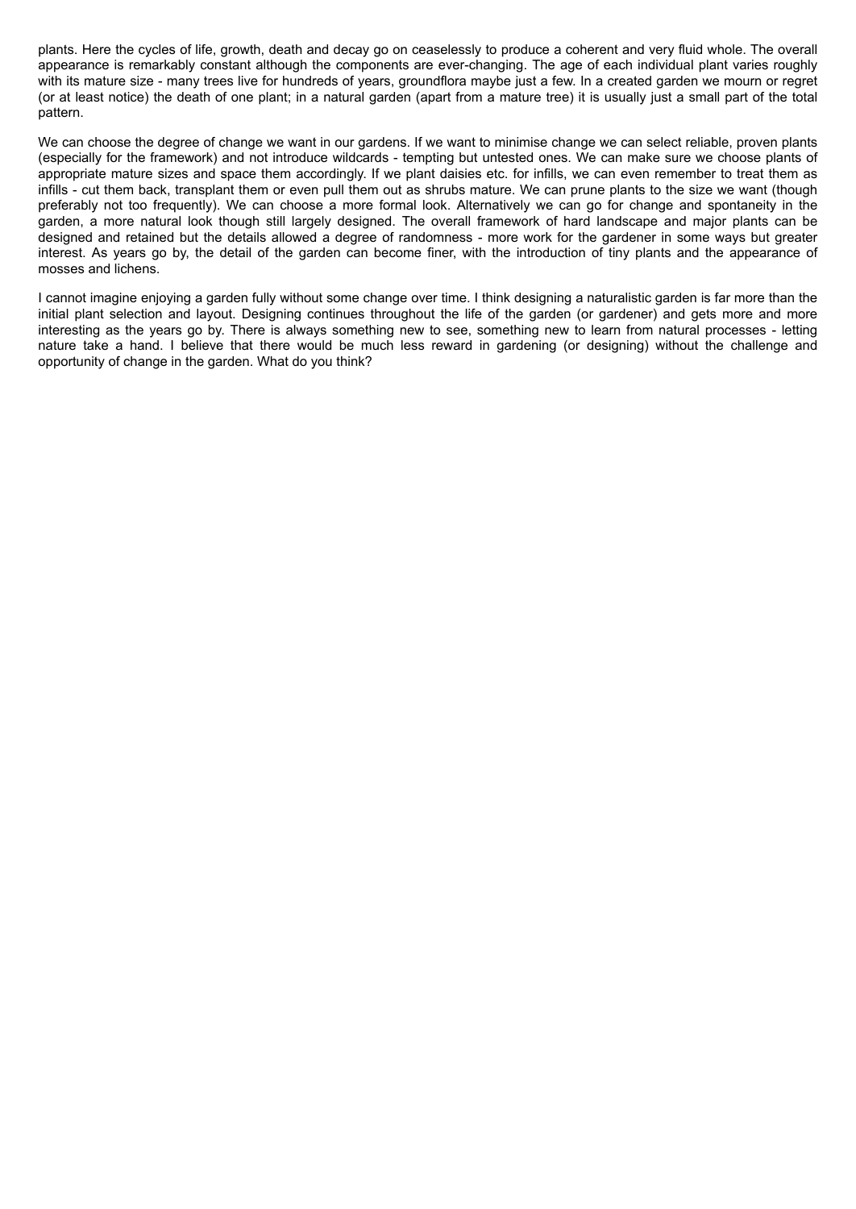plants. Here the cycles of life, growth, death and decay go on ceaselessly to produce a coherent and very fluid whole. The overall appearance is remarkably constant although the components are ever-changing. The age of each individual plant varies roughly with its mature size - many trees live for hundreds of years, groundflora maybe just a few. In a created garden we mourn or regret (or at least notice) the death of one plant; in a natural garden (apart from a mature tree) it is usually just a small part of the total pattern.

We can choose the degree of change we want in our gardens. If we want to minimise change we can select reliable, proven plants (especially for the framework) and not introduce wildcards - tempting but untested ones. We can make sure we choose plants of appropriate mature sizes and space them accordingly. If we plant daisies etc. for infills, we can even remember to treat them as infills - cut them back, transplant them or even pull them out as shrubs mature. We can prune plants to the size we want (though preferably not too frequently). We can choose a more formal look. Alternatively we can go for change and spontaneity in the garden, a more natural look though still largely designed. The overall framework of hard landscape and major plants can be designed and retained but the details allowed a degree of randomness - more work for the gardener in some ways but greater interest. As years go by, the detail of the garden can become finer, with the introduction of tiny plants and the appearance of mosses and lichens.

I cannot imagine enjoying a garden fully without some change over time. I think designing a naturalistic garden is far more than the initial plant selection and layout. Designing continues throughout the life of the garden (or gardener) and gets more and more interesting as the years go by. There is always something new to see, something new to learn from natural processes - letting nature take a hand. I believe that there would be much less reward in gardening (or designing) without the challenge and opportunity of change in the garden. What do you think?